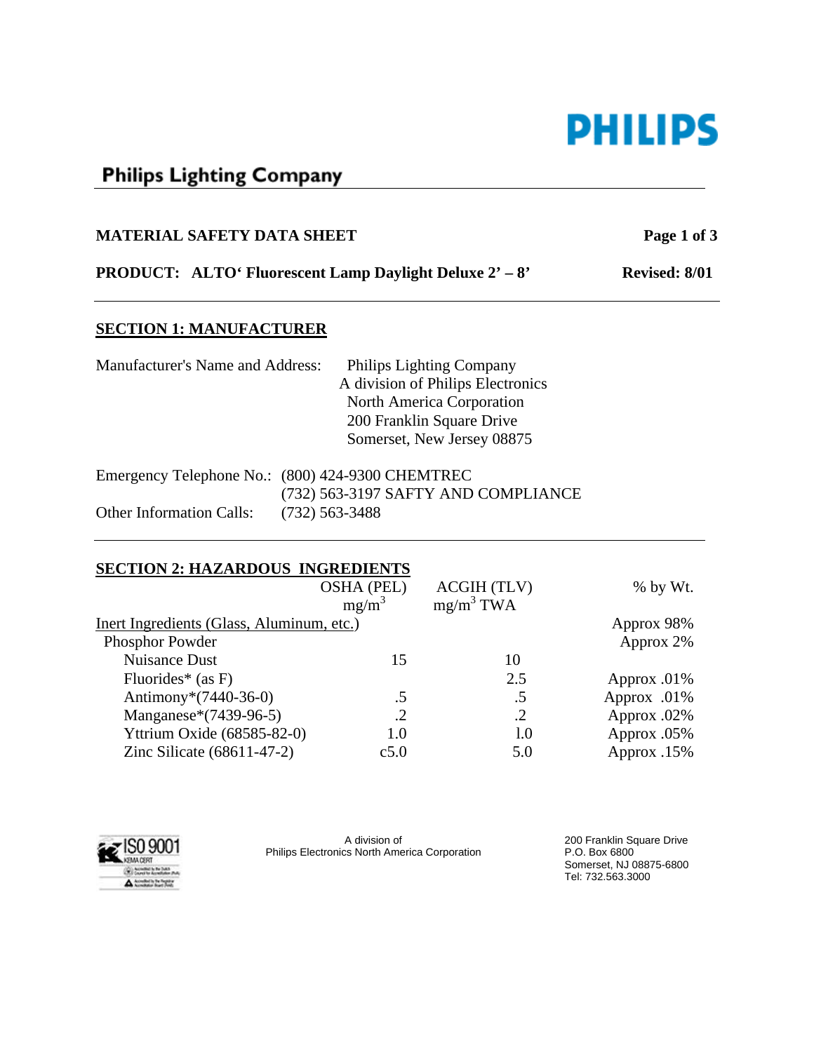**Philips Lighting Company**

**MATERIAL SAFETY DATA SHEET**

**PRODUCT: ALTO‘ Fluorescent Lamp Daylight Deluxe 2’ – 8’** **Revised: 8/01**

## SECTION 1: MANUFACTURER

Manufacturer's Name and Address: Philips Lighting Company
A division of Philips Electronics
North America Corporation
200 Franklin Square Drive
Somerset, New Jersey 08875

Emergency Telephone No.: (800) 424-9300 CHEMTREC
(732) 563-3197 SAFTY AND COMPLIANCE

Other Information Calls: (732) 563-3488

## SECTION 2: HAZARDOUS INGREDIENTS

| | OSHA (PEL) $mg/m^3$ | ACGIH (TLV) $mg/m^3$ TWA | % by Wt. |
|---|---|---|---|
| Inert Ingredients (Glass, Aluminum, etc.) | | | Approx 98% |
| Phosphor Powder | | | Approx 2% |
| Nuisance Dust | 15 | 10 | |
| Fluorides* (as F) | | 2.5 | Approx .01% |
| Antimony*(7440-36-0) | .5 | .5 | Approx .01% |
| Manganese*(7439-96-5) | .2 | .2 | Approx .02% |
| Yttrium Oxide (68585-82-0) | 1.0 | 1.0 | Approx .05% |
| Zinc Silicate (68611-47-2) | c5.0 | 5.0 | Approx .15% |

A division of
Philips Electronics North America Corporation

200 Franklin Square Drive
P.O. Box 6800
Somerset, NJ 08875-6800
Tel: 732.563.3000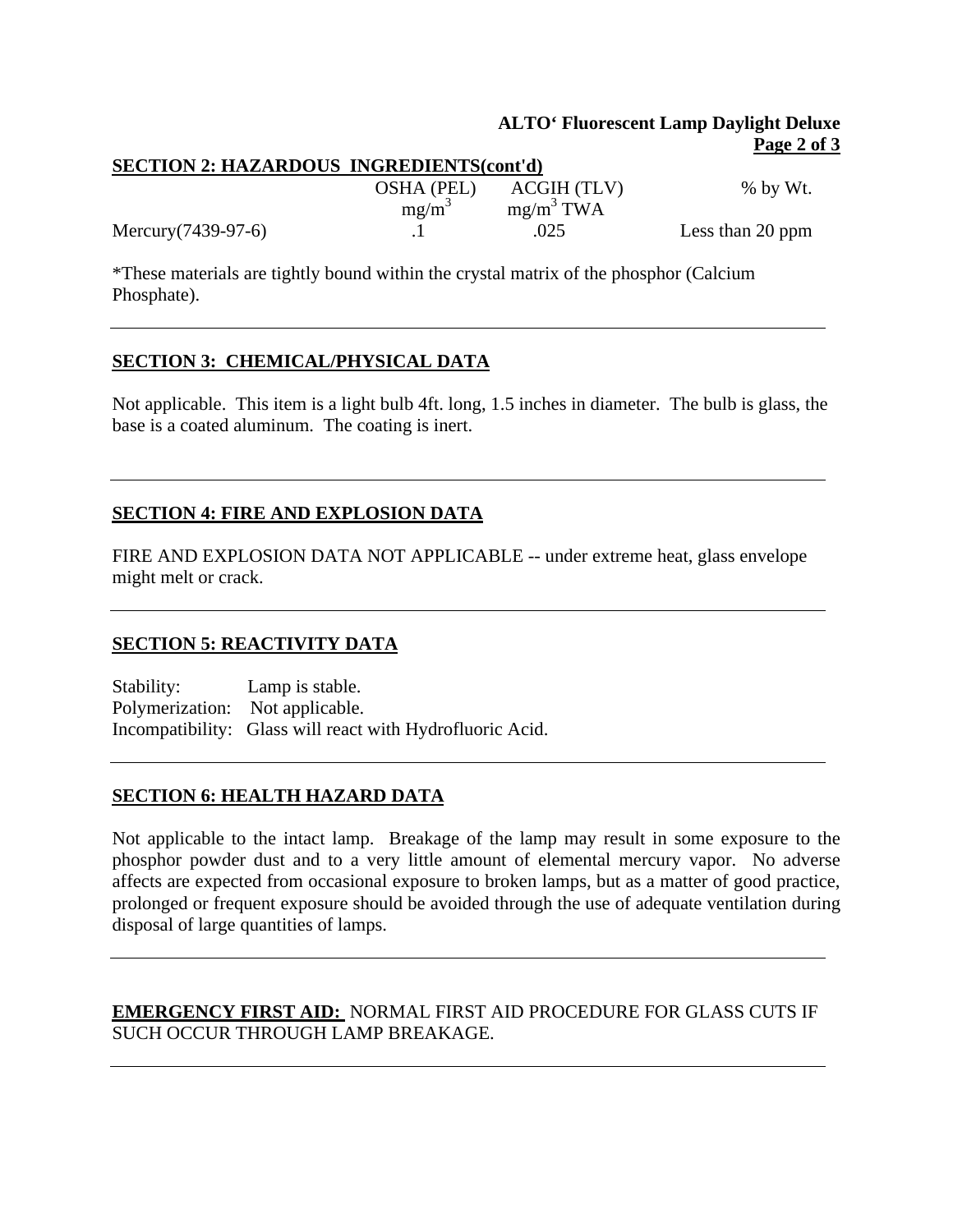## SECTION 2: HAZARDOUS INGREDIENTS(cont'd)

| | OSHA (PEL) $mg/m^3$ | ACGIH (TLV) $mg/m^3$ TWA | % by Wt. |
|---|---|---|---|
| Mercury(7439-97-6) | .1 | .025 | Less than 20 ppm |

*These materials are tightly bound within the crystal matrix of the phosphor (Calcium Phosphate).

---

## SECTION 3: CHEMICAL/PHYSICAL DATA

Not applicable. This item is a light bulb 4ft. long, 1.5 inches in diameter. The bulb is glass, the base is a coated aluminum. The coating is inert.

---

## SECTION 4: FIRE AND EXPLOSION DATA

FIRE AND EXPLOSION DATA NOT APPLICABLE -- under extreme heat, glass envelope might melt or crack.

---

## SECTION 5: REACTIVITY DATA

Stability: Lamp is stable.
Polymerization: Not applicable.
Incompatibility: Glass will react with Hydrofluoric Acid.

---

## SECTION 6: HEALTH HAZARD DATA

Not applicable to the intact lamp. Breakage of the lamp may result in some exposure to the phosphor powder dust and to a very little amount of elemental mercury vapor. No adverse affects are expected from occasional exposure to broken lamps, but as a matter of good practice, prolonged or frequent exposure should be avoided through the use of adequate ventilation during disposal of large quantities of lamps.

---

**EMERGENCY FIRST AID:** NORMAL FIRST AID PROCEDURE FOR GLASS CUTS IF SUCH OCCUR THROUGH LAMP BREAKAGE.

---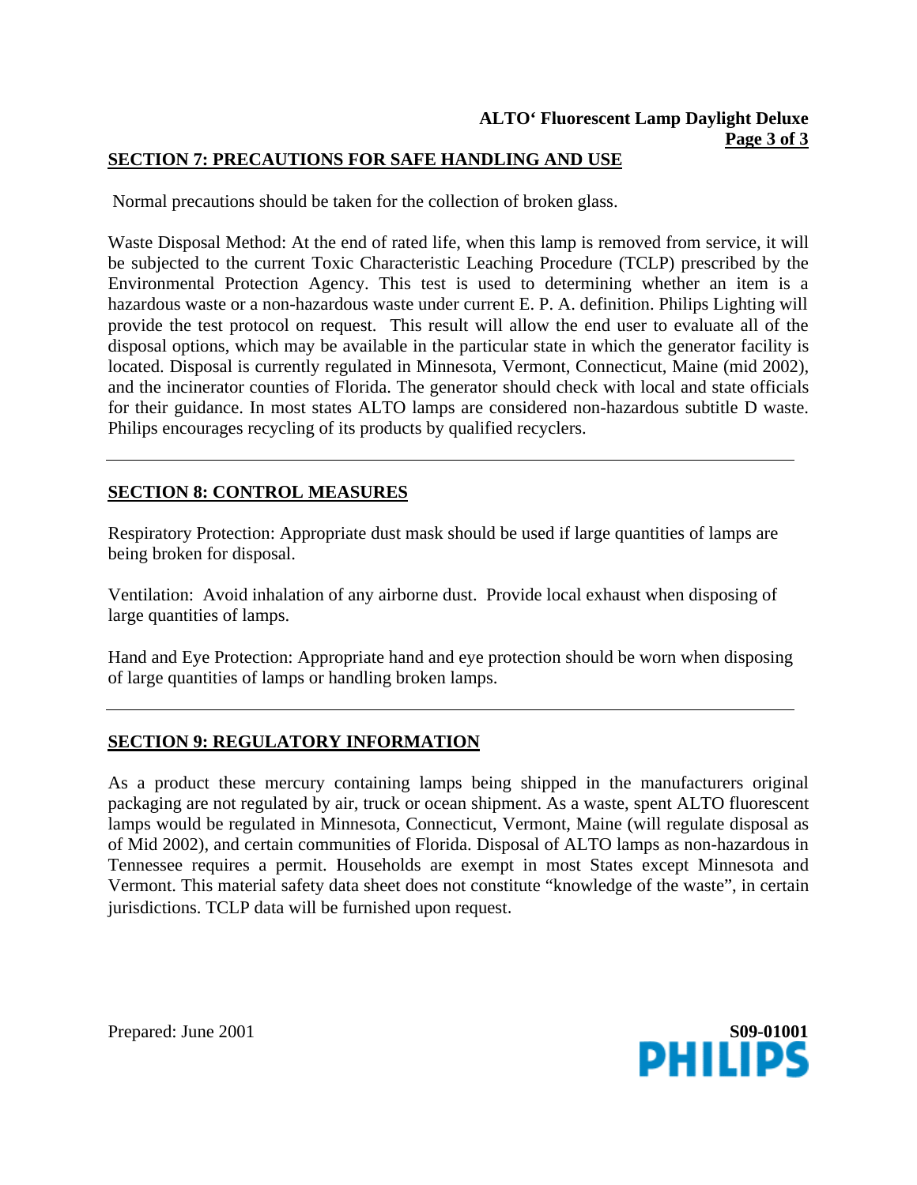## SECTION 7: PRECAUTIONS FOR SAFE HANDLING AND USE

Normal precautions should be taken for the collection of broken glass.

Waste Disposal Method: At the end of rated life, when this lamp is removed from service, it will be subjected to the current Toxic Characteristic Leaching Procedure (TCLP) prescribed by the Environmental Protection Agency. This test is used to determining whether an item is a hazardous waste or a non-hazardous waste under current E. P. A. definition. Philips Lighting will provide the test protocol on request. This result will allow the end user to evaluate all of the disposal options, which may be available in the particular state in which the generator facility is located. Disposal is currently regulated in Minnesota, Vermont, Connecticut, Maine (mid 2002), and the incinerator counties of Florida. The generator should check with local and state officials for their guidance. In most states ALTO lamps are considered non-hazardous subtitle D waste. Philips encourages recycling of its products by qualified recyclers.

---

## SECTION 8: CONTROL MEASURES

Respiratory Protection: Appropriate dust mask should be used if large quantities of lamps are being broken for disposal.

Ventilation: Avoid inhalation of any airborne dust. Provide local exhaust when disposing of large quantities of lamps.

Hand and Eye Protection: Appropriate hand and eye protection should be worn when disposing of large quantities of lamps or handling broken lamps.

---

## SECTION 9: REGULATORY INFORMATION

As a product these mercury containing lamps being shipped in the manufacturers original packaging are not regulated by air, truck or ocean shipment. As a waste, spent ALTO fluorescent lamps would be regulated in Minnesota, Connecticut, Vermont, Maine (will regulate disposal as of Mid 2002), and certain communities of Florida. Disposal of ALTO lamps as non-hazardous in Tennessee requires a permit. Households are exempt in most States except Minnesota and Vermont. This material safety data sheet does not constitute "knowledge of the waste", in certain jurisdictions. TCLP data will be furnished upon request.

Prepared: June 2001

**S09-01001**

**PHILIPS**